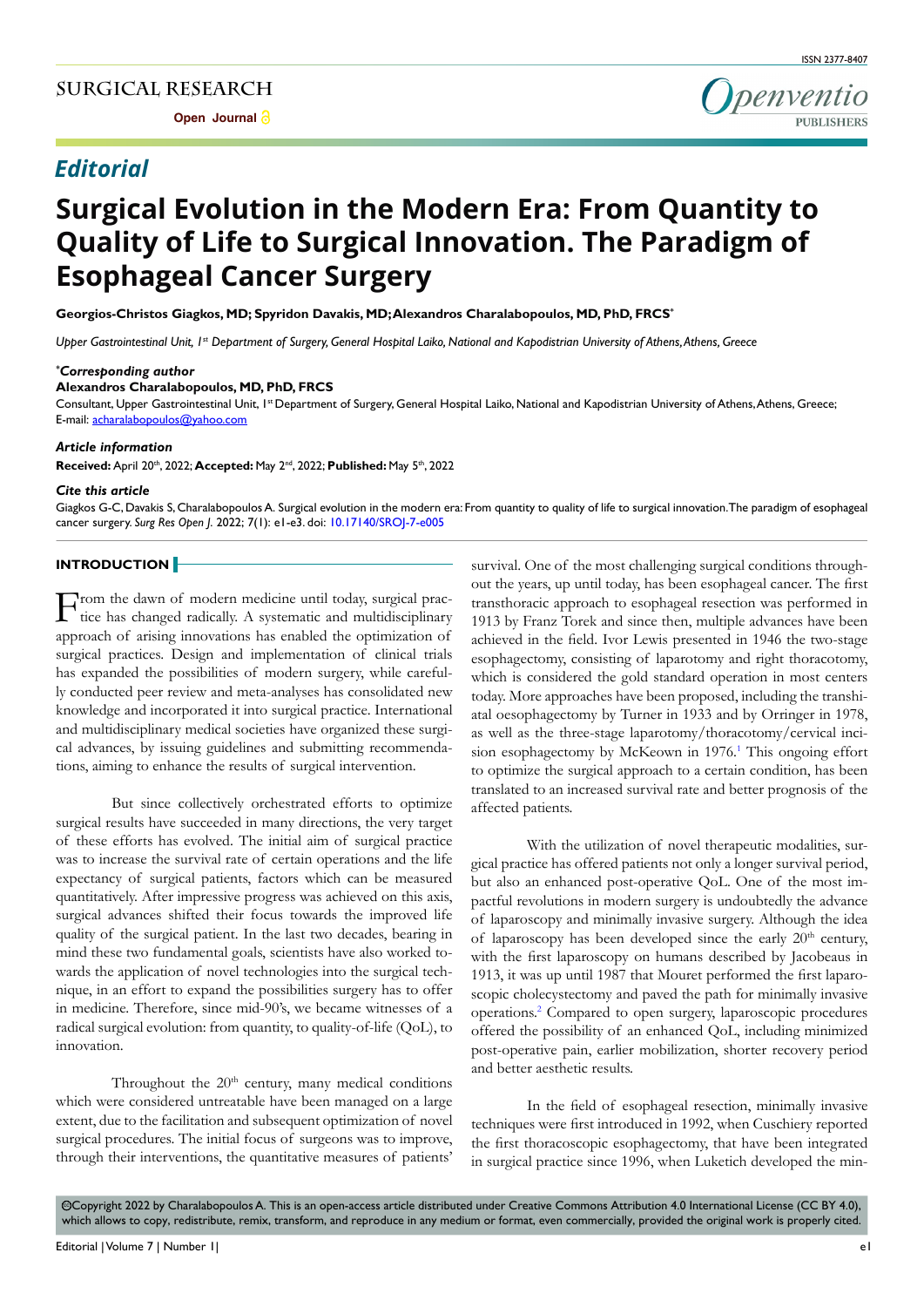# Surgical Evolution in the Modern Era: From Quantity to Quality of Life to Surgical Innovation. The Paradigm of Esophageal Cancer Surgery

*Editorial*

**Georgios-Christos Giagkos, MD; Spyridon Davakis, MD; Alexandros Charalabopoulos, MD, PhD, FRCS***

*Upper Gastrointestinal Unit, 1st Department of Surgery, General Hospital Laiko, National and Kapodistrian University of Athens, Athens, Greece*

***Corresponding author***
**Alexandros Charalabopoulos, MD, PhD, FRCS**
Consultant, Upper Gastrointestinal Unit, 1st Department of Surgery, General Hospital Laiko, National and Kapodistrian University of Athens, Athens, Greece;
E-mail: acharalabopoulos@yahoo.com

***Article information***
**Received:** April 20th, 2022; **Accepted:** May 2nd, 2022; **Published:** May 5th, 2022

***Cite this article***
Giagkos G-C, Davakis S, Charalabopoulos A. Surgical evolution in the modern era: From quantity to quality of life to surgical innovation. The paradigm of esophageal cancer surgery. *Surg Res Open J.* 2022; 7(1): e1-e3. doi: 10.17140/SROJ-7-e005

## INTRODUCTION

From the dawn of modern medicine until today, surgical practice has changed radically. A systematic and multidisciplinary approach of arising innovations has enabled the optimization of surgical practices. Design and implementation of clinical trials has expanded the possibilities of modern surgery, while carefully conducted peer review and meta-analyses has consolidated new knowledge and incorporated it into surgical practice. International and multidisciplinary medical societies have organized these surgical advances, by issuing guidelines and submitting recommendations, aiming to enhance the results of surgical intervention.

But since collectively orchestrated efforts to optimize surgical results have succeeded in many directions, the very target of these efforts has evolved. The initial aim of surgical practice was to increase the survival rate of certain operations and the life expectancy of surgical patients, factors which can be measured quantitatively. After impressive progress was achieved on this axis, surgical advances shifted their focus towards the improved life quality of the surgical patient. In the last two decades, bearing in mind these two fundamental goals, scientists have also worked towards the application of novel technologies into the surgical technique, in an effort to expand the possibilities surgery has to offer in medicine. Therefore, since mid-90's, we became witnesses of a radical surgical evolution: from quantity, to quality-of-life (QoL), to innovation.

Throughout the 20th century, many medical conditions which were considered untreatable have been managed on a large extent, due to the facilitation and subsequent optimization of novel surgical procedures. The initial focus of surgeons was to improve, through their interventions, the quantitative measures of patients' survival. One of the most challenging surgical conditions throughout the years, up until today, has been esophageal cancer. The first transthoracic approach to esophageal resection was performed in 1913 by Franz Torek and since then, multiple advances have been achieved in the field. Ivor Lewis presented in 1946 the two-stage esophagectomy, consisting of laparotomy and right thoracotomy, which is considered the gold standard operation in most centers today. More approaches have been proposed, including the transhiatal oesophagectomy by Turner in 1933 and by Orringer in 1978, as well as the three-stage laparotomy/thoracotomy/cervical incision esophagectomy by McKeown in 1976.[1] This ongoing effort to optimize the surgical approach to a certain condition, has been translated to an increased survival rate and better prognosis of the affected patients.

With the utilization of novel therapeutic modalities, surgical practice has offered patients not only a longer survival period, but also an enhanced post-operative QoL. One of the most impactful revolutions in modern surgery is undoubtedly the advance of laparoscopy and minimally invasive surgery. Although the idea of laparoscopy has been developed since the early 20th century, with the first laparoscopy on humans described by Jacobeaus in 1913, it was up until 1987 that Mouret performed the first laparoscopic cholecystectomy and paved the path for minimally invasive operations.[2] Compared to open surgery, laparoscopic procedures offered the possibility of an enhanced QoL, including minimized post-operative pain, earlier mobilization, shorter recovery period and better aesthetic results.

In the field of esophageal resection, minimally invasive techniques were first introduced in 1992, when Cuschiery reported the first thoracoscopic esophagectomy, that have been integrated in surgical practice since 1996, when Luketich developed the min-

©Copyright 2022 by Charalabopoulos A. This is an open-access article distributed under Creative Commons Attribution 4.0 International License (CC BY 4.0), which allows to copy, redistribute, remix, transform, and reproduce in any medium or format, even commercially, provided the original work is properly cited.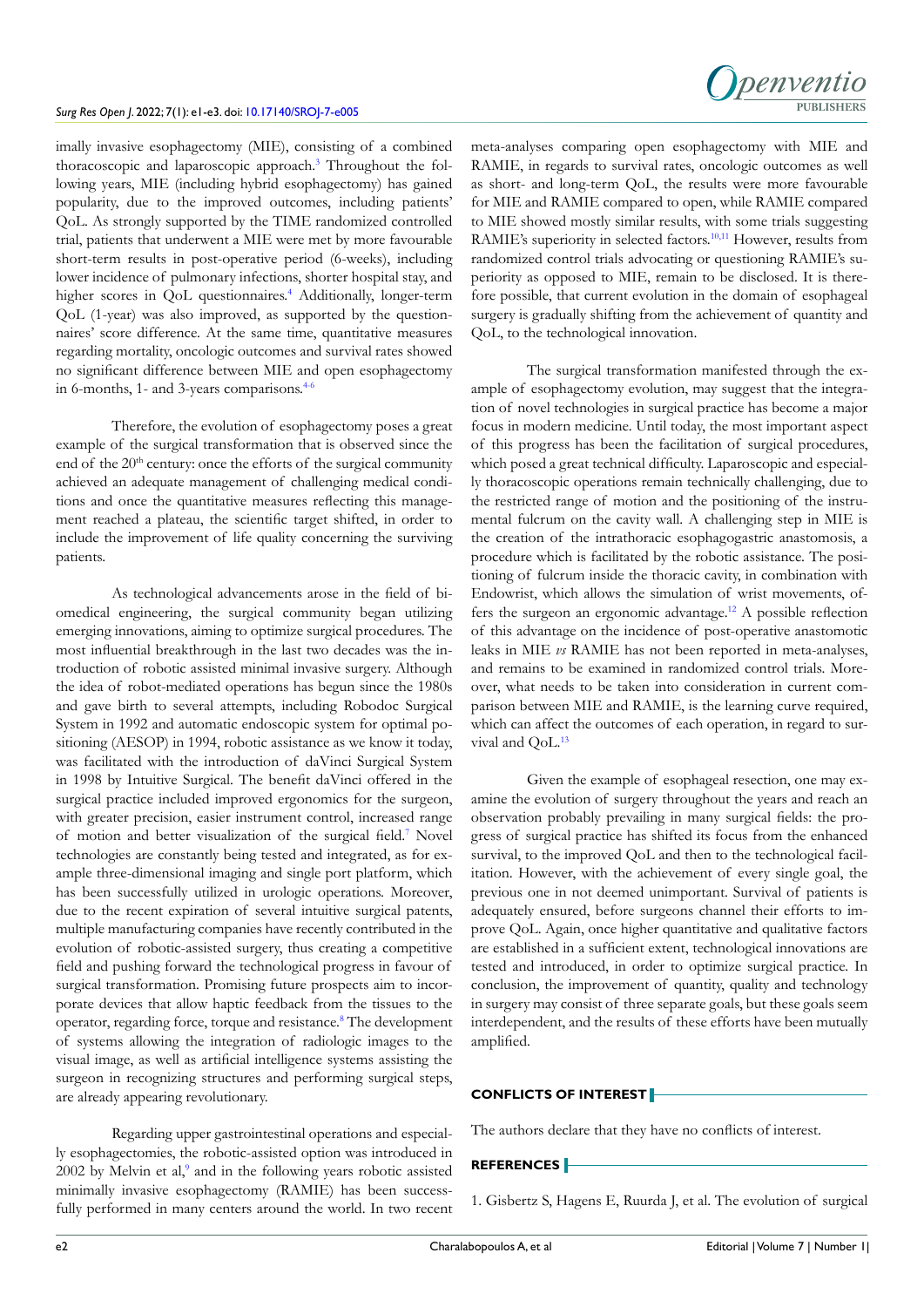imally invasive esophagectomy (MIE), consisting of a combined thoracoscopic and laparoscopic approach.[3] Throughout the following years, MIE (including hybrid esophagectomy) has gained popularity, due to the improved outcomes, including patients' QoL. As strongly supported by the TIME randomized controlled trial, patients that underwent a MIE were met by more favourable short-term results in post-operative period (6-weeks), including lower incidence of pulmonary infections, shorter hospital stay, and higher scores in QoL questionnaires.[4] Additionally, longer-term QoL (1-year) was also improved, as supported by the questionnaires' score difference. At the same time, quantitative measures regarding mortality, oncologic outcomes and survival rates showed no significant difference between MIE and open esophagectomy in 6-months, 1- and 3-years comparisons.[4-6]

Therefore, the evolution of esophagectomy poses a great example of the surgical transformation that is observed since the end of the 20th century: once the efforts of the surgical community achieved an adequate management of challenging medical conditions and once the quantitative measures reflecting this management reached a plateau, the scientific target shifted, in order to include the improvement of life quality concerning the surviving patients.

As technological advancements arose in the field of biomedical engineering, the surgical community began utilizing emerging innovations, aiming to optimize surgical procedures. The most influential breakthrough in the last two decades was the introduction of robotic assisted minimal invasive surgery. Although the idea of robot-mediated operations has begun since the 1980s and gave birth to several attempts, including Robodoc Surgical System in 1992 and automatic endoscopic system for optimal positioning (AESOP) in 1994, robotic assistance as we know it today, was facilitated with the introduction of daVinci Surgical System in 1998 by Intuitive Surgical. The benefit daVinci offered in the surgical practice included improved ergonomics for the surgeon, with greater precision, easier instrument control, increased range of motion and better visualization of the surgical field.[7] Novel technologies are constantly being tested and integrated, as for example three-dimensional imaging and single port platform, which has been successfully utilized in urologic operations. Moreover, due to the recent expiration of several intuitive surgical patents, multiple manufacturing companies have recently contributed in the evolution of robotic-assisted surgery, thus creating a competitive field and pushing forward the technological progress in favour of surgical transformation. Promising future prospects aim to incorporate devices that allow haptic feedback from the tissues to the operator, regarding force, torque and resistance.[8] The development of systems allowing the integration of radiologic images to the visual image, as well as artificial intelligence systems assisting the surgeon in recognizing structures and performing surgical steps, are already appearing revolutionary.

Regarding upper gastrointestinal operations and especially esophagectomies, the robotic-assisted option was introduced in 2002 by Melvin et al,[9] and in the following years robotic assisted minimally invasive esophagectomy (RAMIE) has been successfully performed in many centers around the world. In two recent meta-analyses comparing open esophagectomy with MIE and RAMIE, in regards to survival rates, oncologic outcomes as well as short- and long-term QoL, the results were more favourable for MIE and RAMIE compared to open, while RAMIE compared to MIE showed mostly similar results, with some trials suggesting RAMIE's superiority in selected factors.[10,11] However, results from randomized control trials advocating or questioning RAMIE's superiority as opposed to MIE, remain to be disclosed. It is therefore possible, that current evolution in the domain of esophageal surgery is gradually shifting from the achievement of quantity and QoL, to the technological innovation.

The surgical transformation manifested through the example of esophagectomy evolution, may suggest that the integration of novel technologies in surgical practice has become a major focus in modern medicine. Until today, the most important aspect of this progress has been the facilitation of surgical procedures, which posed a great technical difficulty. Laparoscopic and especially thoracoscopic operations remain technically challenging, due to the restricted range of motion and the positioning of the instrumental fulcrum on the cavity wall. A challenging step in MIE is the creation of the intrathoracic esophagogastric anastomosis, a procedure which is facilitated by the robotic assistance. The positioning of fulcrum inside the thoracic cavity, in combination with Endowrist, which allows the simulation of wrist movements, offers the surgeon an ergonomic advantage.[12] A possible reflection of this advantage on the incidence of post-operative anastomotic leaks in MIE *vs* RAMIE has not been reported in meta-analyses, and remains to be examined in randomized control trials. Moreover, what needs to be taken into consideration in current comparison between MIE and RAMIE, is the learning curve required, which can affect the outcomes of each operation, in regard to survival and QoL.[13]

Given the example of esophageal resection, one may examine the evolution of surgery throughout the years and reach an observation probably prevailing in many surgical fields: the progress of surgical practice has shifted its focus from the enhanced survival, to the improved QoL and then to the technological facilitation. However, with the achievement of every single goal, the previous one in not deemed unimportant. Survival of patients is adequately ensured, before surgeons channel their efforts to improve QoL. Again, once higher quantitative and qualitative factors are established in a sufficient extent, technological innovations are tested and introduced, in order to optimize surgical practice. In conclusion, the improvement of quantity, quality and technology in surgery may consist of three separate goals, but these goals seem interdependent, and the results of these efforts have been mutually amplified.

## CONFLICTS OF INTEREST

The authors declare that they have no conflicts of interest.

## REFERENCES

1. Gisbertz S, Hagens E, Ruurda J, et al. The evolution of surgical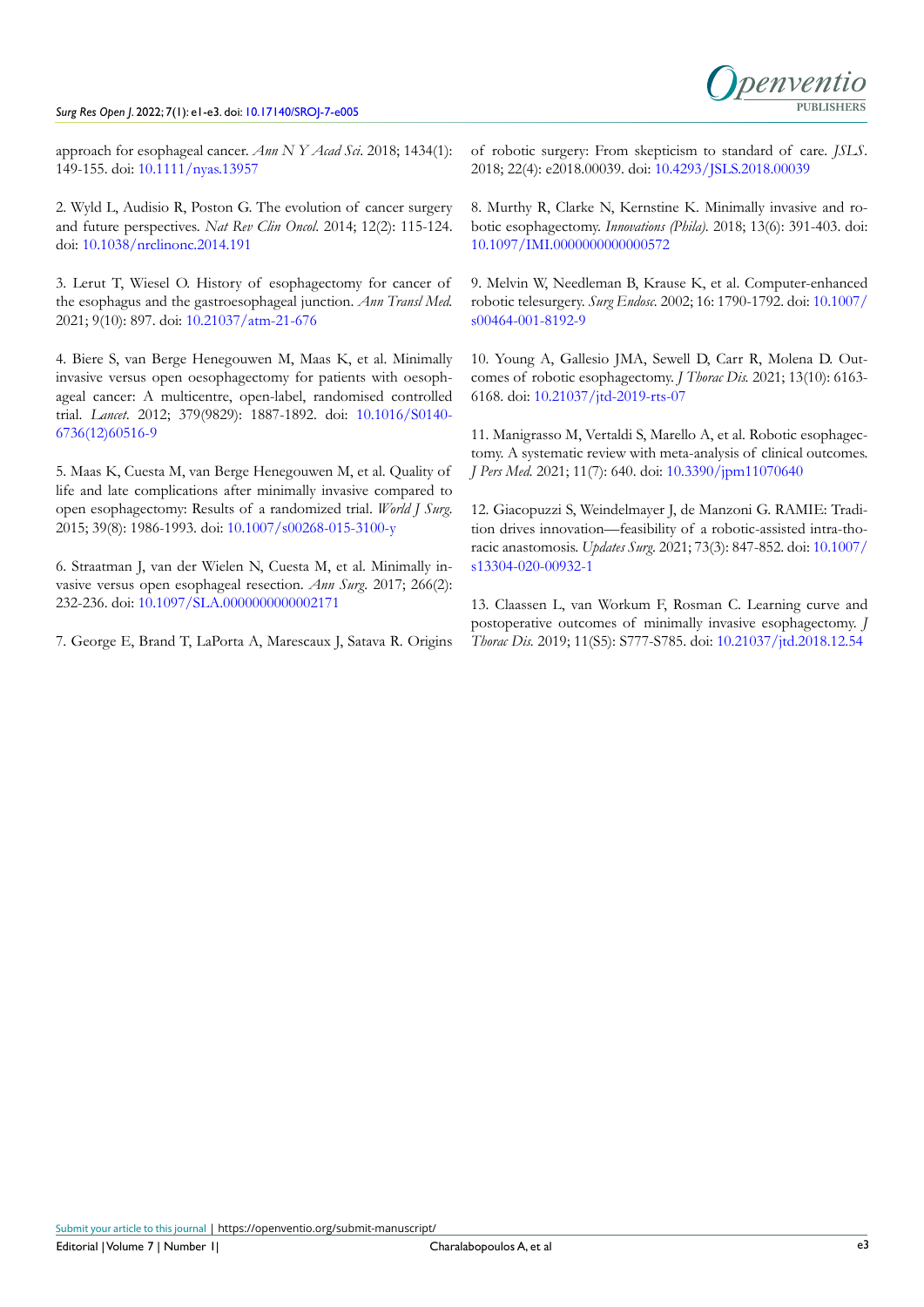approach for esophageal cancer. *Ann N Y Acad Sci*. 2018; 1434(1): 149-155. doi: 10.1111/nyas.13957

2. Wyld L, Audisio R, Poston G. The evolution of cancer surgery and future perspectives. *Nat Rev Clin Oncol*. 2014; 12(2): 115-124. doi: 10.1038/nrclinonc.2014.191

3. Lerut T, Wiesel O. History of esophagectomy for cancer of the esophagus and the gastroesophageal junction. *Ann Transl Med*. 2021; 9(10): 897. doi: 10.21037/atm-21-676

4. Biere S, van Berge Henegouwen M, Maas K, et al. Minimally invasive versus open oesophagectomy for patients with oesophageal cancer: A multicentre, open-label, randomised controlled trial. *Lancet*. 2012; 379(9829): 1887-1892. doi: 10.1016/S0140-6736(12)60516-9

5. Maas K, Cuesta M, van Berge Henegouwen M, et al. Quality of life and late complications after minimally invasive compared to open esophagectomy: Results of a randomized trial. *World J Surg*. 2015; 39(8): 1986-1993. doi: 10.1007/s00268-015-3100-y

6. Straatman J, van der Wielen N, Cuesta M, et al. Minimally invasive versus open esophageal resection. *Ann Surg*. 2017; 266(2): 232-236. doi: 10.1097/SLA.0000000000002171

7. George E, Brand T, LaPorta A, Marescaux J, Satava R. Origins of robotic surgery: From skepticism to standard of care. *JSLS*. 2018; 22(4): e2018.00039. doi: 10.4293/JSLS.2018.00039

8. Murthy R, Clarke N, Kernstine K. Minimally invasive and robotic esophagectomy. *Innovations (Phila)*. 2018; 13(6): 391-403. doi: 10.1097/IMI.0000000000000572

9. Melvin W, Needleman B, Krause K, et al. Computer-enhanced robotic telesurgery. *Surg Endosc*. 2002; 16: 1790-1792. doi: 10.1007/s00464-001-8192-9

10. Young A, Gallesio JMA, Sewell D, Carr R, Molena D. Outcomes of robotic esophagectomy. *J Thorac Dis*. 2021; 13(10): 6163-6168. doi: 10.21037/jtd-2019-rts-07

11. Manigrasso M, Vertaldi S, Marello A, et al. Robotic esophagectomy. A systematic review with meta-analysis of clinical outcomes. *J Pers Med*. 2021; 11(7): 640. doi: 10.3390/jpm11070640

12. Giacopuzzi S, Weindelmayer J, de Manzoni G. RAMIE: Tradition drives innovation—feasibility of a robotic-assisted intra-thoracic anastomosis. *Updates Surg*. 2021; 73(3): 847-852. doi: 10.1007/s13304-020-00932-1

13. Claassen L, van Workum F, Rosman C. Learning curve and postoperative outcomes of minimally invasive esophagectomy. *J Thorac Dis*. 2019; 11(S5): S777-S785. doi: 10.21037/jtd.2018.12.54